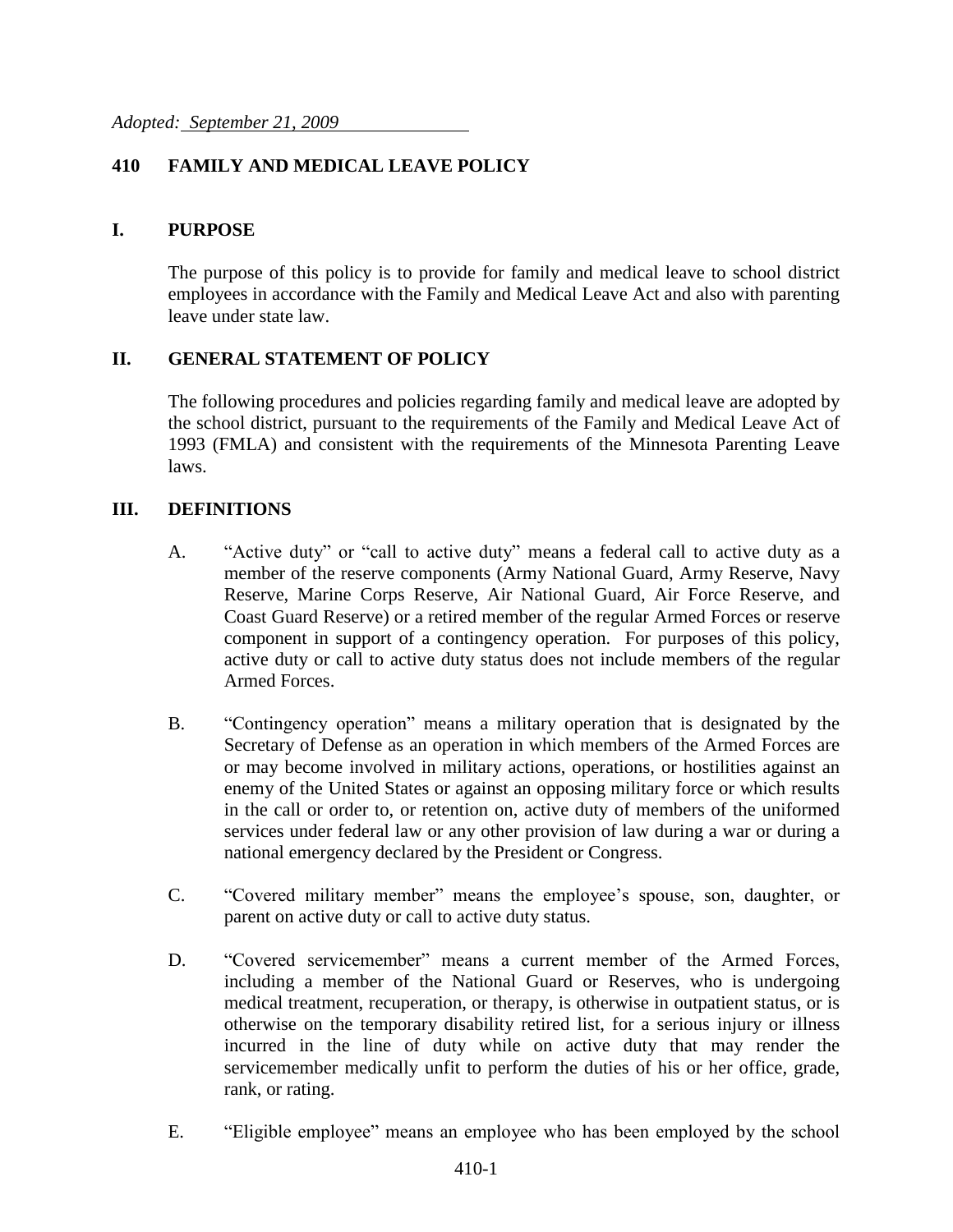*Adopted: September 21, 2009*

# 410 FAMILY AND MEDICAL LEAVE POLICY

## I. PURPOSE

The purpose of this policy is to provide for family and medical leave to school district employees in accordance with the Family and Medical Leave Act and also with parenting leave under state law.

## II. GENERAL STATEMENT OF POLICY

The following procedures and policies regarding family and medical leave are adopted by the school district, pursuant to the requirements of the Family and Medical Leave Act of 1993 (FMLA) and consistent with the requirements of the Minnesota Parenting Leave laws.

## III. DEFINITIONS

A. "Active duty" or "call to active duty" means a federal call to active duty as a member of the reserve components (Army National Guard, Army Reserve, Navy Reserve, Marine Corps Reserve, Air National Guard, Air Force Reserve, and Coast Guard Reserve) or a retired member of the regular Armed Forces or reserve component in support of a contingency operation. For purposes of this policy, active duty or call to active duty status does not include members of the regular Armed Forces.

B. "Contingency operation" means a military operation that is designated by the Secretary of Defense as an operation in which members of the Armed Forces are or may become involved in military actions, operations, or hostilities against an enemy of the United States or against an opposing military force or which results in the call or order to, or retention on, active duty of members of the uniformed services under federal law or any other provision of law during a war or during a national emergency declared by the President or Congress.

C. "Covered military member" means the employee's spouse, son, daughter, or parent on active duty or call to active duty status.

D. "Covered servicemember" means a current member of the Armed Forces, including a member of the National Guard or Reserves, who is undergoing medical treatment, recuperation, or therapy, is otherwise in outpatient status, or is otherwise on the temporary disability retired list, for a serious injury or illness incurred in the line of duty while on active duty that may render the servicemember medically unfit to perform the duties of his or her office, grade, rank, or rating.

E. "Eligible employee" means an employee who has been employed by the school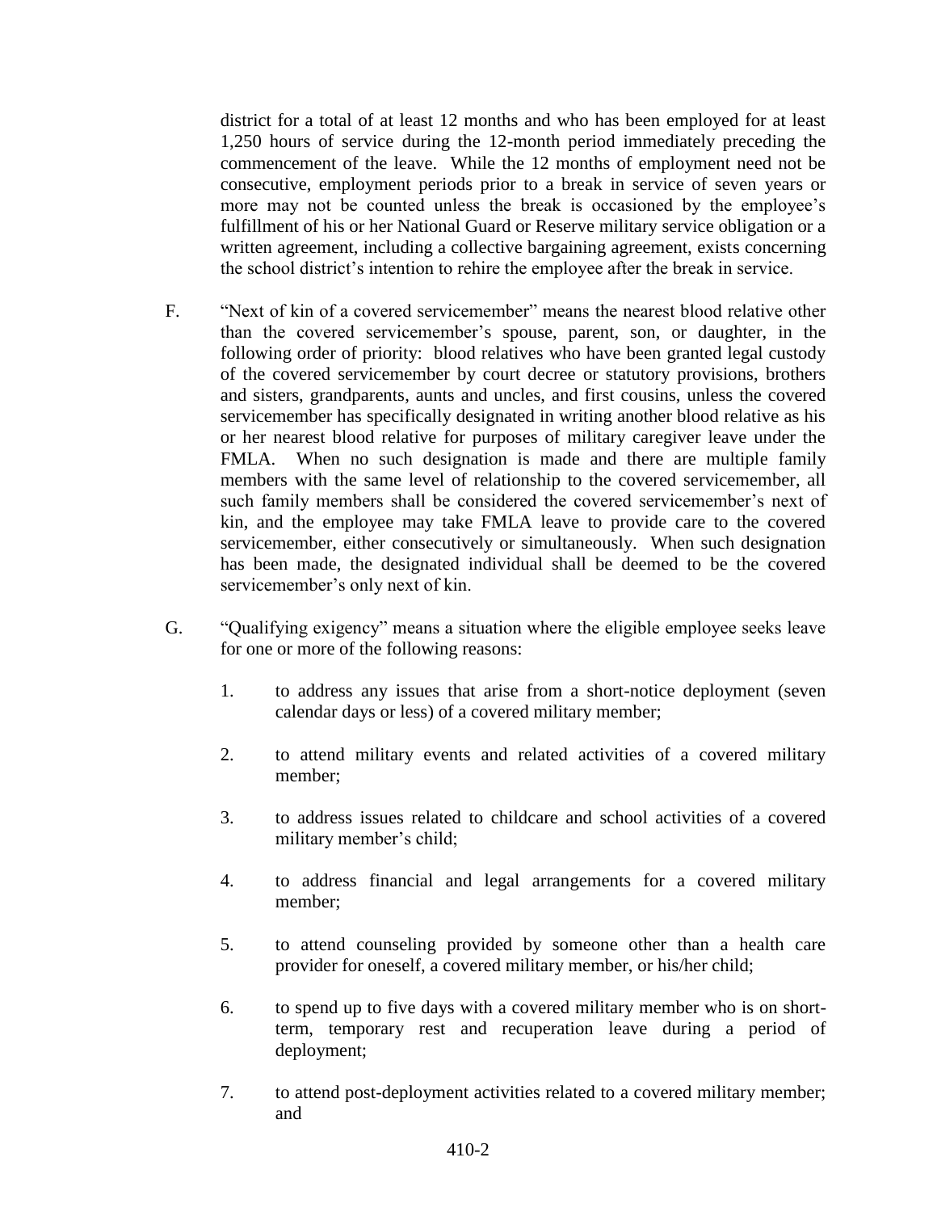district for a total of at least 12 months and who has been employed for at least 1,250 hours of service during the 12-month period immediately preceding the commencement of the leave. While the 12 months of employment need not be consecutive, employment periods prior to a break in service of seven years or more may not be counted unless the break is occasioned by the employee's fulfillment of his or her National Guard or Reserve military service obligation or a written agreement, including a collective bargaining agreement, exists concerning the school district's intention to rehire the employee after the break in service.

F. "Next of kin of a covered servicemember" means the nearest blood relative other than the covered servicemember's spouse, parent, son, or daughter, in the following order of priority: blood relatives who have been granted legal custody of the covered servicemember by court decree or statutory provisions, brothers and sisters, grandparents, aunts and uncles, and first cousins, unless the covered servicemember has specifically designated in writing another blood relative as his or her nearest blood relative for purposes of military caregiver leave under the FMLA. When no such designation is made and there are multiple family members with the same level of relationship to the covered servicemember, all such family members shall be considered the covered servicemember's next of kin, and the employee may take FMLA leave to provide care to the covered servicemember, either consecutively or simultaneously. When such designation has been made, the designated individual shall be deemed to be the covered servicemember's only next of kin.

G. "Qualifying exigency" means a situation where the eligible employee seeks leave for one or more of the following reasons:

1. to address any issues that arise from a short-notice deployment (seven calendar days or less) of a covered military member;

2. to attend military events and related activities of a covered military member;

3. to address issues related to childcare and school activities of a covered military member's child;

4. to address financial and legal arrangements for a covered military member;

5. to attend counseling provided by someone other than a health care provider for oneself, a covered military member, or his/her child;

6. to spend up to five days with a covered military member who is on short-term, temporary rest and recuperation leave during a period of deployment;

7. to attend post-deployment activities related to a covered military member; and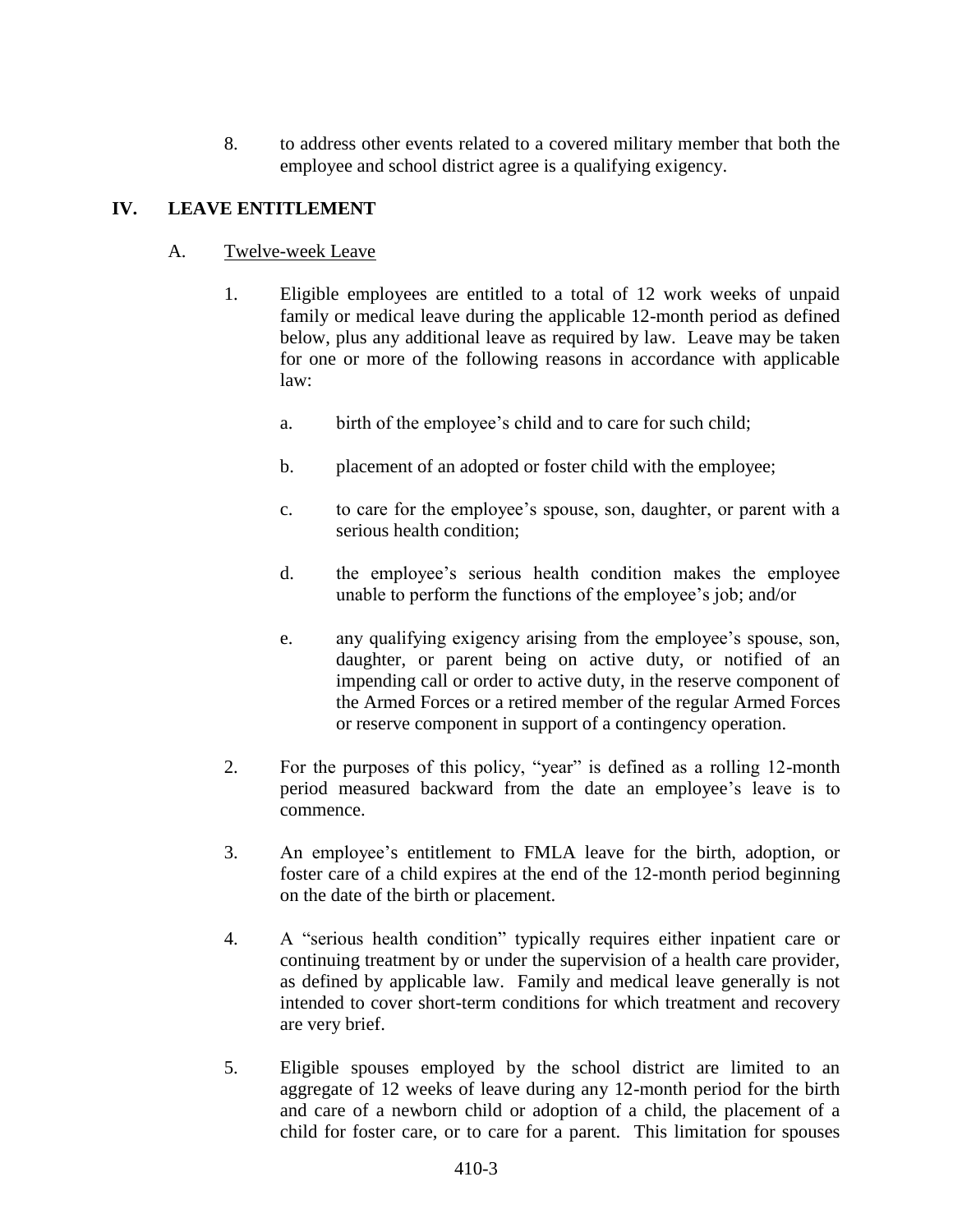8. to address other events related to a covered military member that both the employee and school district agree is a qualifying exigency.

## IV. LEAVE ENTITLEMENT

### A. Twelve-week Leave

1. Eligible employees are entitled to a total of 12 work weeks of unpaid family or medical leave during the applicable 12-month period as defined below, plus any additional leave as required by law. Leave may be taken for one or more of the following reasons in accordance with applicable law:

   a. birth of the employee's child and to care for such child;

   b. placement of an adopted or foster child with the employee;

   c. to care for the employee's spouse, son, daughter, or parent with a serious health condition;

   d. the employee's serious health condition makes the employee unable to perform the functions of the employee's job; and/or

   e. any qualifying exigency arising from the employee's spouse, son, daughter, or parent being on active duty, or notified of an impending call or order to active duty, in the reserve component of the Armed Forces or a retired member of the regular Armed Forces or reserve component in support of a contingency operation.

2. For the purposes of this policy, "year" is defined as a rolling 12-month period measured backward from the date an employee's leave is to commence.

3. An employee's entitlement to FMLA leave for the birth, adoption, or foster care of a child expires at the end of the 12-month period beginning on the date of the birth or placement.

4. A "serious health condition" typically requires either inpatient care or continuing treatment by or under the supervision of a health care provider, as defined by applicable law. Family and medical leave generally is not intended to cover short-term conditions for which treatment and recovery are very brief.

5. Eligible spouses employed by the school district are limited to an aggregate of 12 weeks of leave during any 12-month period for the birth and care of a newborn child or adoption of a child, the placement of a child for foster care, or to care for a parent. This limitation for spouses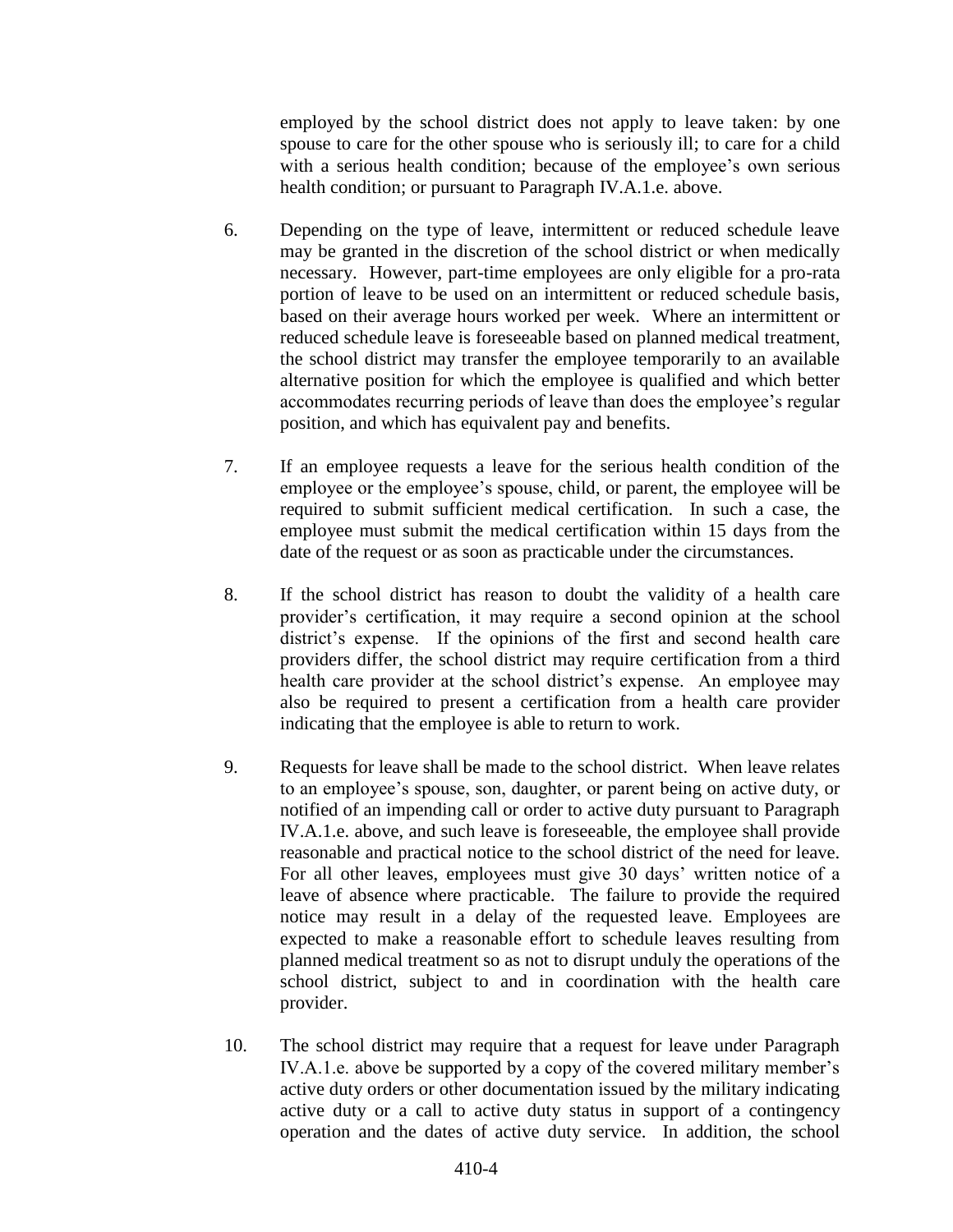employed by the school district does not apply to leave taken: by one spouse to care for the other spouse who is seriously ill; to care for a child with a serious health condition; because of the employee's own serious health condition; or pursuant to Paragraph IV.A.1.e. above.

6. Depending on the type of leave, intermittent or reduced schedule leave may be granted in the discretion of the school district or when medically necessary. However, part-time employees are only eligible for a pro-rata portion of leave to be used on an intermittent or reduced schedule basis, based on their average hours worked per week. Where an intermittent or reduced schedule leave is foreseeable based on planned medical treatment, the school district may transfer the employee temporarily to an available alternative position for which the employee is qualified and which better accommodates recurring periods of leave than does the employee's regular position, and which has equivalent pay and benefits.

7. If an employee requests a leave for the serious health condition of the employee or the employee's spouse, child, or parent, the employee will be required to submit sufficient medical certification. In such a case, the employee must submit the medical certification within 15 days from the date of the request or as soon as practicable under the circumstances.

8. If the school district has reason to doubt the validity of a health care provider's certification, it may require a second opinion at the school district's expense. If the opinions of the first and second health care providers differ, the school district may require certification from a third health care provider at the school district's expense. An employee may also be required to present a certification from a health care provider indicating that the employee is able to return to work.

9. Requests for leave shall be made to the school district. When leave relates to an employee's spouse, son, daughter, or parent being on active duty, or notified of an impending call or order to active duty pursuant to Paragraph IV.A.1.e. above, and such leave is foreseeable, the employee shall provide reasonable and practical notice to the school district of the need for leave. For all other leaves, employees must give 30 days' written notice of a leave of absence where practicable. The failure to provide the required notice may result in a delay of the requested leave. Employees are expected to make a reasonable effort to schedule leaves resulting from planned medical treatment so as not to disrupt unduly the operations of the school district, subject to and in coordination with the health care provider.

10. The school district may require that a request for leave under Paragraph IV.A.1.e. above be supported by a copy of the covered military member's active duty orders or other documentation issued by the military indicating active duty or a call to active duty status in support of a contingency operation and the dates of active duty service. In addition, the school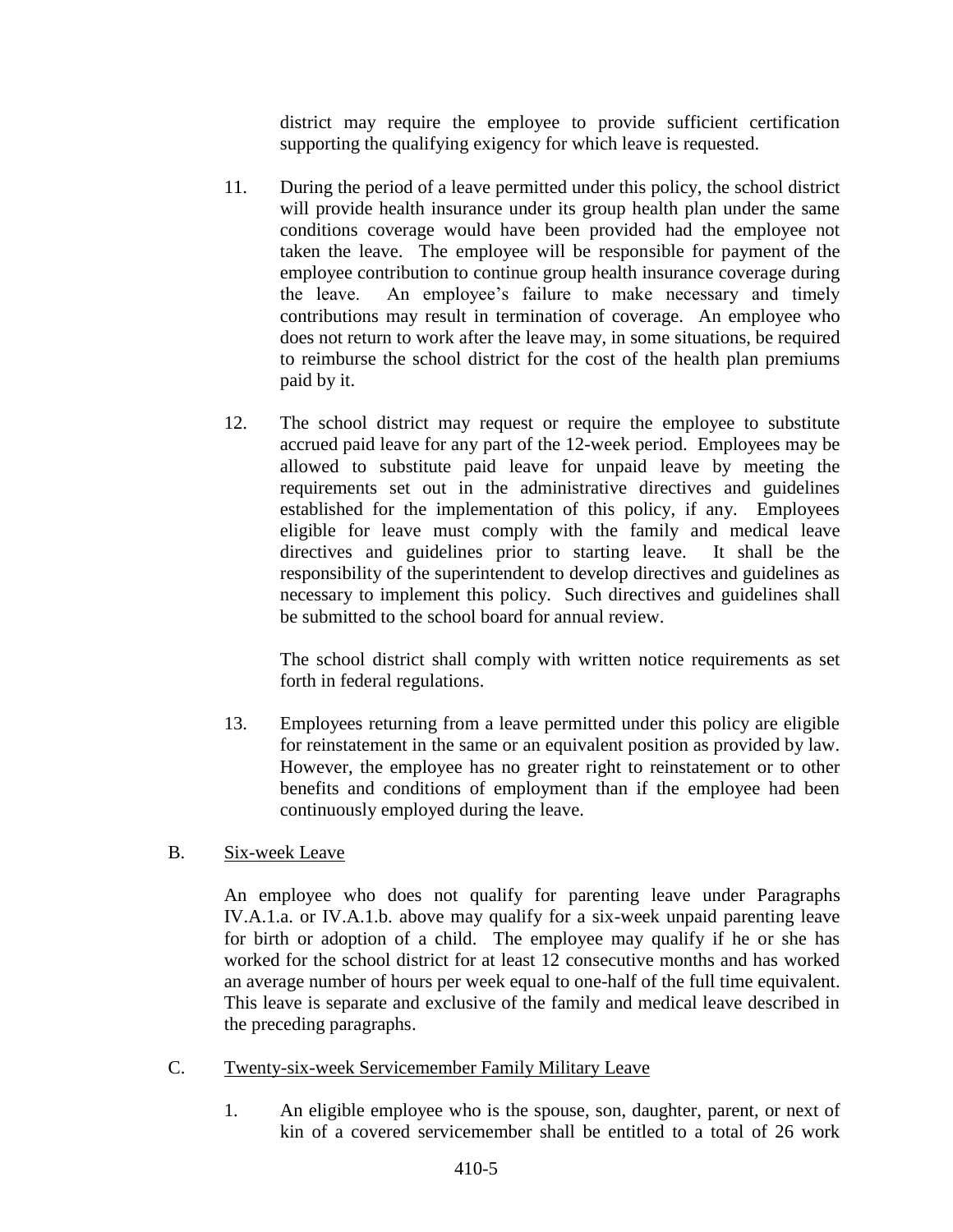district may require the employee to provide sufficient certification supporting the qualifying exigency for which leave is requested.

11. During the period of a leave permitted under this policy, the school district will provide health insurance under its group health plan under the same conditions coverage would have been provided had the employee not taken the leave. The employee will be responsible for payment of the employee contribution to continue group health insurance coverage during the leave. An employee's failure to make necessary and timely contributions may result in termination of coverage. An employee who does not return to work after the leave may, in some situations, be required to reimburse the school district for the cost of the health plan premiums paid by it.

12. The school district may request or require the employee to substitute accrued paid leave for any part of the 12-week period. Employees may be allowed to substitute paid leave for unpaid leave by meeting the requirements set out in the administrative directives and guidelines established for the implementation of this policy, if any. Employees eligible for leave must comply with the family and medical leave directives and guidelines prior to starting leave. It shall be the responsibility of the superintendent to develop directives and guidelines as necessary to implement this policy. Such directives and guidelines shall be submitted to the school board for annual review.

    The school district shall comply with written notice requirements as set forth in federal regulations.

13. Employees returning from a leave permitted under this policy are eligible for reinstatement in the same or an equivalent position as provided by law. However, the employee has no greater right to reinstatement or to other benefits and conditions of employment than if the employee had been continuously employed during the leave.

B. Six-week Leave

An employee who does not qualify for parenting leave under Paragraphs IV.A.1.a. or IV.A.1.b. above may qualify for a six-week unpaid parenting leave for birth or adoption of a child. The employee may qualify if he or she has worked for the school district for at least 12 consecutive months and has worked an average number of hours per week equal to one-half of the full time equivalent. This leave is separate and exclusive of the family and medical leave described in the preceding paragraphs.

C. Twenty-six-week Servicemember Family Military Leave

1. An eligible employee who is the spouse, son, daughter, parent, or next of kin of a covered servicemember shall be entitled to a total of 26 work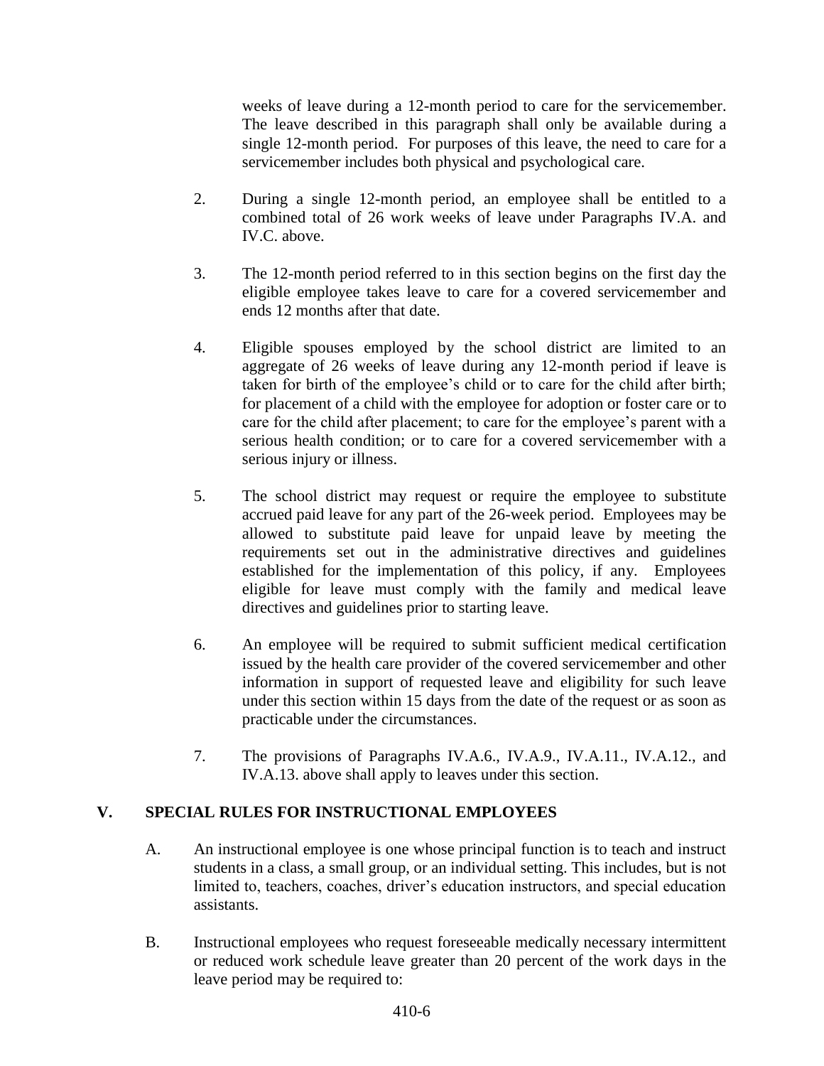weeks of leave during a 12-month period to care for the servicemember. The leave described in this paragraph shall only be available during a single 12-month period. For purposes of this leave, the need to care for a servicemember includes both physical and psychological care.

2. During a single 12-month period, an employee shall be entitled to a combined total of 26 work weeks of leave under Paragraphs IV.A. and IV.C. above.

3. The 12-month period referred to in this section begins on the first day the eligible employee takes leave to care for a covered servicemember and ends 12 months after that date.

4. Eligible spouses employed by the school district are limited to an aggregate of 26 weeks of leave during any 12-month period if leave is taken for birth of the employee's child or to care for the child after birth; for placement of a child with the employee for adoption or foster care or to care for the child after placement; to care for the employee's parent with a serious health condition; or to care for a covered servicemember with a serious injury or illness.

5. The school district may request or require the employee to substitute accrued paid leave for any part of the 26-week period. Employees may be allowed to substitute paid leave for unpaid leave by meeting the requirements set out in the administrative directives and guidelines established for the implementation of this policy, if any. Employees eligible for leave must comply with the family and medical leave directives and guidelines prior to starting leave.

6. An employee will be required to submit sufficient medical certification issued by the health care provider of the covered servicemember and other information in support of requested leave and eligibility for such leave under this section within 15 days from the date of the request or as soon as practicable under the circumstances.

7. The provisions of Paragraphs IV.A.6., IV.A.9., IV.A.11., IV.A.12., and IV.A.13. above shall apply to leaves under this section.

## V. SPECIAL RULES FOR INSTRUCTIONAL EMPLOYEES

A. An instructional employee is one whose principal function is to teach and instruct students in a class, a small group, or an individual setting. This includes, but is not limited to, teachers, coaches, driver's education instructors, and special education assistants.

B. Instructional employees who request foreseeable medically necessary intermittent or reduced work schedule leave greater than 20 percent of the work days in the leave period may be required to: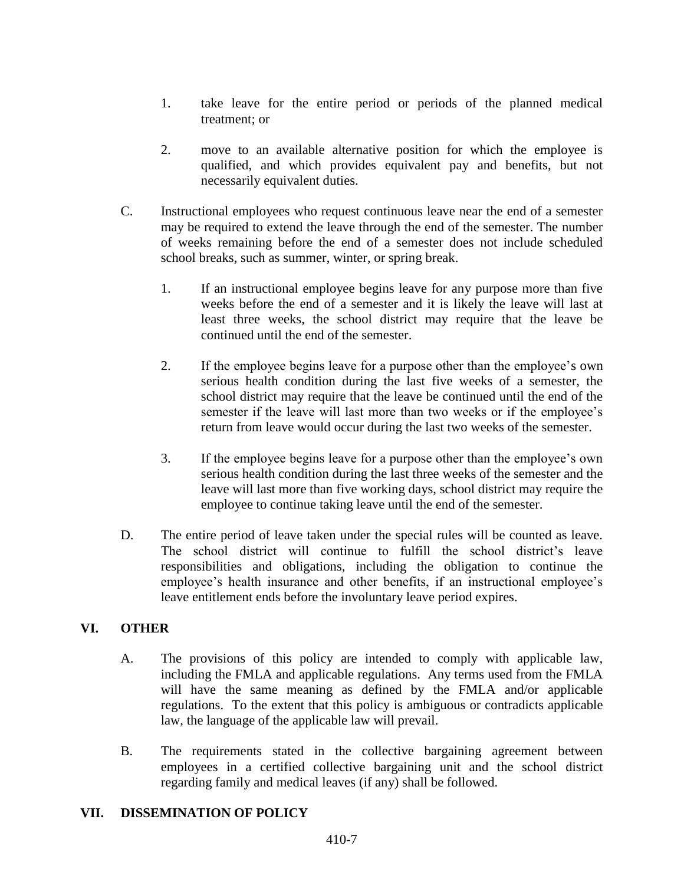1. take leave for the entire period or periods of the planned medical treatment; or

2. move to an available alternative position for which the employee is qualified, and which provides equivalent pay and benefits, but not necessarily equivalent duties.

C. Instructional employees who request continuous leave near the end of a semester may be required to extend the leave through the end of the semester. The number of weeks remaining before the end of a semester does not include scheduled school breaks, such as summer, winter, or spring break.

   1. If an instructional employee begins leave for any purpose more than five weeks before the end of a semester and it is likely the leave will last at least three weeks, the school district may require that the leave be continued until the end of the semester.

   2. If the employee begins leave for a purpose other than the employee's own serious health condition during the last five weeks of a semester, the school district may require that the leave be continued until the end of the semester if the leave will last more than two weeks or if the employee's return from leave would occur during the last two weeks of the semester.

   3. If the employee begins leave for a purpose other than the employee's own serious health condition during the last three weeks of the semester and the leave will last more than five working days, school district may require the employee to continue taking leave until the end of the semester.

D. The entire period of leave taken under the special rules will be counted as leave. The school district will continue to fulfill the school district's leave responsibilities and obligations, including the obligation to continue the employee's health insurance and other benefits, if an instructional employee's leave entitlement ends before the involuntary leave period expires.

## VI. OTHER

A. The provisions of this policy are intended to comply with applicable law, including the FMLA and applicable regulations. Any terms used from the FMLA will have the same meaning as defined by the FMLA and/or applicable regulations. To the extent that this policy is ambiguous or contradicts applicable law, the language of the applicable law will prevail.

B. The requirements stated in the collective bargaining agreement between employees in a certified collective bargaining unit and the school district regarding family and medical leaves (if any) shall be followed.

## VII. DISSEMINATION OF POLICY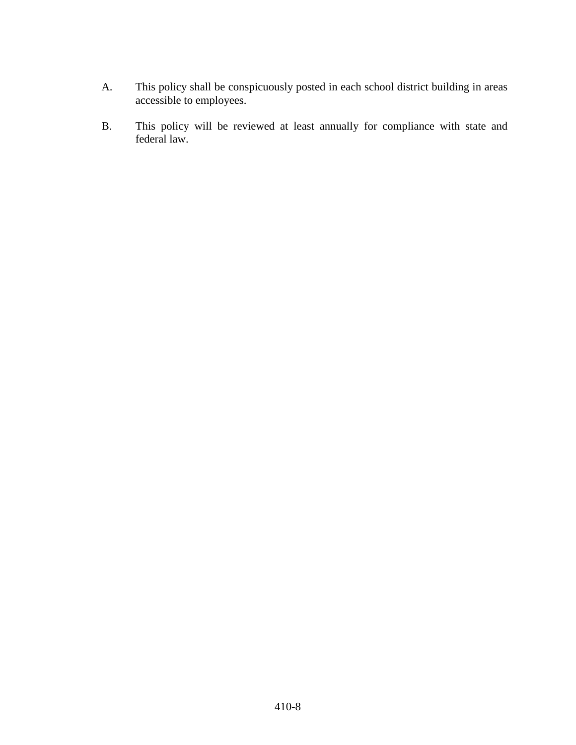A. This policy shall be conspicuously posted in each school district building in areas accessible to employees.

B. This policy will be reviewed at least annually for compliance with state and federal law.